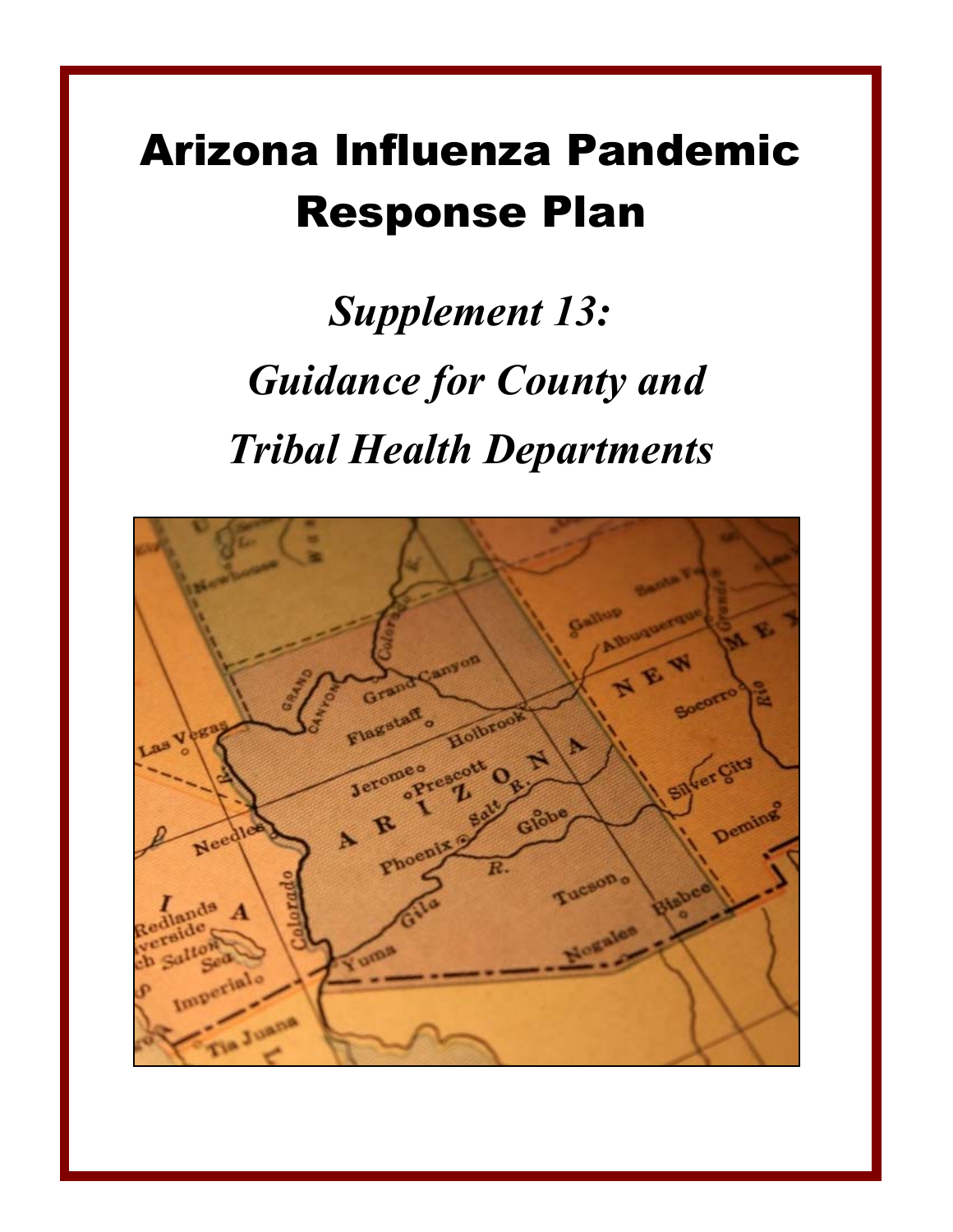# Arizona Influenza Pandemic Response Plan

## *Supplement 13: Guidance for County and Tribal Health Departments*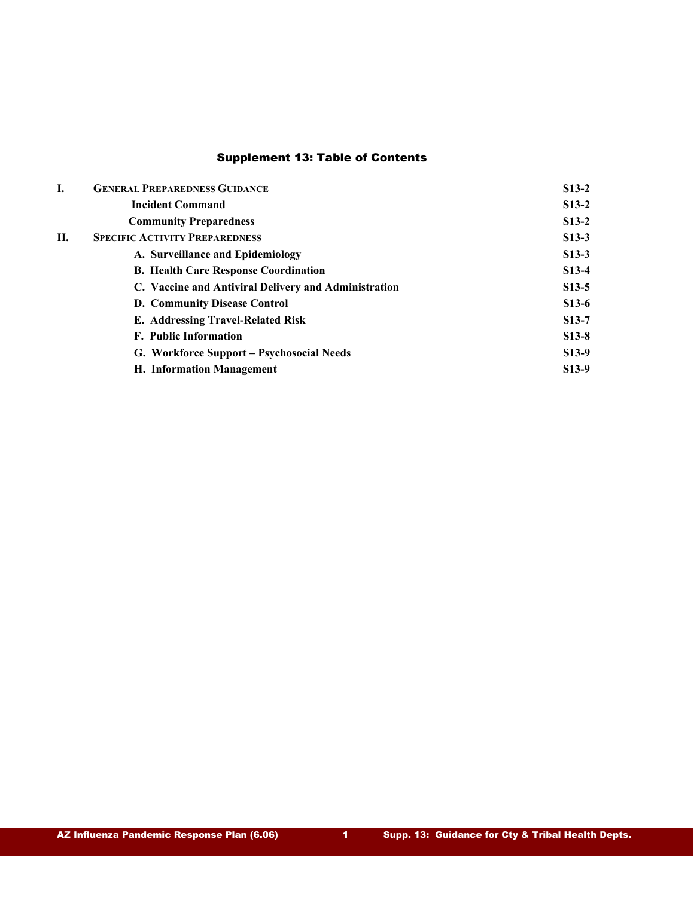## Supplement 13: Table of Contents

| | | |
|---|---|---|
| **I.** | **GENERAL PREPAREDNESS GUIDANCE** | **S13-2** |
| | **Incident Command** | **S13-2** |
| | **Community Preparedness** | **S13-2** |
| **II.** | **SPECIFIC ACTIVITY PREPAREDNESS** | **S13-3** |
| | **A. Surveillance and Epidemiology** | **S13-3** |
| | **B. Health Care Response Coordination** | **S13-4** |
| | **C. Vaccine and Antiviral Delivery and Administration** | **S13-5** |
| | **D. Community Disease Control** | **S13-6** |
| | **E. Addressing Travel-Related Risk** | **S13-7** |
| | **F. Public Information** | **S13-8** |
| | **G. Workforce Support – Psychosocial Needs** | **S13-9** |
| | **H. Information Management** | **S13-9** |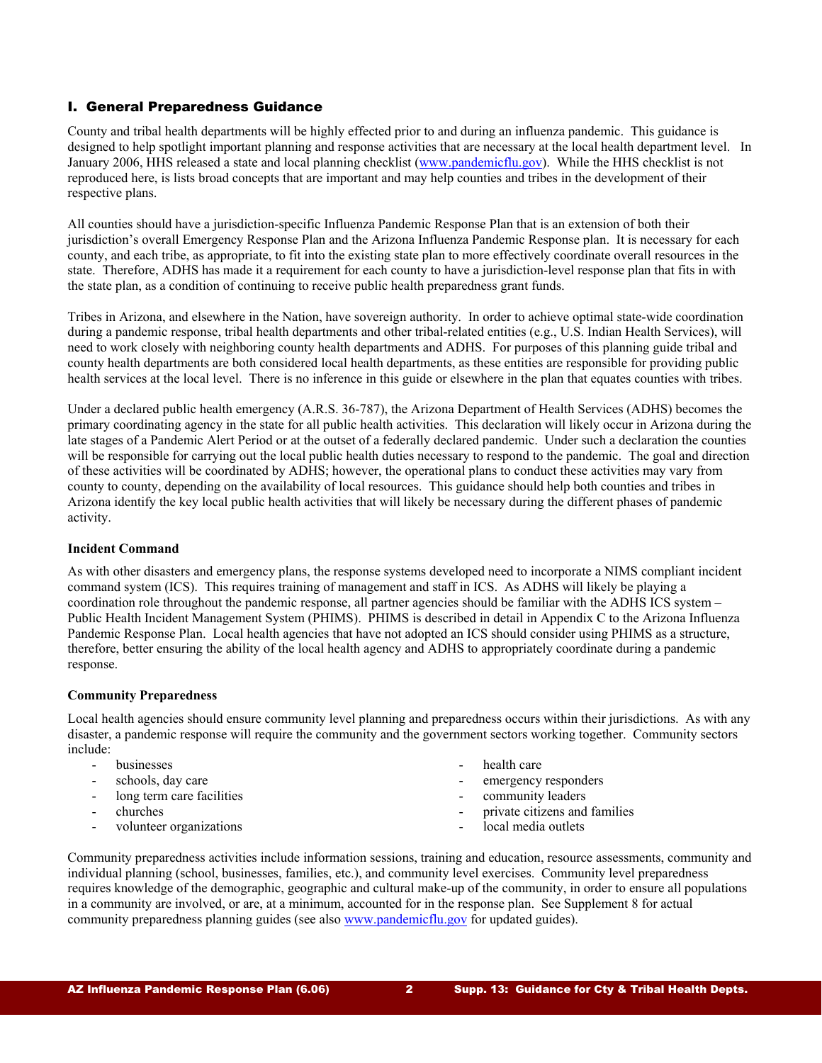## I. General Preparedness Guidance

County and tribal health departments will be highly effected prior to and during an influenza pandemic. This guidance is designed to help spotlight important planning and response activities that are necessary at the local health department level. In January 2006, HHS released a state and local planning checklist (www.pandemicflu.gov). While the HHS checklist is not reproduced here, is lists broad concepts that are important and may help counties and tribes in the development of their respective plans.

All counties should have a jurisdiction-specific Influenza Pandemic Response Plan that is an extension of both their jurisdiction's overall Emergency Response Plan and the Arizona Influenza Pandemic Response plan. It is necessary for each county, and each tribe, as appropriate, to fit into the existing state plan to more effectively coordinate overall resources in the state. Therefore, ADHS has made it a requirement for each county to have a jurisdiction-level response plan that fits in with the state plan, as a condition of continuing to receive public health preparedness grant funds.

Tribes in Arizona, and elsewhere in the Nation, have sovereign authority. In order to achieve optimal state-wide coordination during a pandemic response, tribal health departments and other tribal-related entities (e.g., U.S. Indian Health Services), will need to work closely with neighboring county health departments and ADHS. For purposes of this planning guide tribal and county health departments are both considered local health departments, as these entities are responsible for providing public health services at the local level. There is no inference in this guide or elsewhere in the plan that equates counties with tribes.

Under a declared public health emergency (A.R.S. 36-787), the Arizona Department of Health Services (ADHS) becomes the primary coordinating agency in the state for all public health activities. This declaration will likely occur in Arizona during the late stages of a Pandemic Alert Period or at the outset of a federally declared pandemic. Under such a declaration the counties will be responsible for carrying out the local public health duties necessary to respond to the pandemic. The goal and direction of these activities will be coordinated by ADHS; however, the operational plans to conduct these activities may vary from county to county, depending on the availability of local resources. This guidance should help both counties and tribes in Arizona identify the key local public health activities that will likely be necessary during the different phases of pandemic activity.

**Incident Command**

As with other disasters and emergency plans, the response systems developed need to incorporate a NIMS compliant incident command system (ICS). This requires training of management and staff in ICS. As ADHS will likely be playing a coordination role throughout the pandemic response, all partner agencies should be familiar with the ADHS ICS system – Public Health Incident Management System (PHIMS). PHIMS is described in detail in Appendix C to the Arizona Influenza Pandemic Response Plan. Local health agencies that have not adopted an ICS should consider using PHIMS as a structure, therefore, better ensuring the ability of the local health agency and ADHS to appropriately coordinate during a pandemic response.

**Community Preparedness**

Local health agencies should ensure community level planning and preparedness occurs within their jurisdictions. As with any disaster, a pandemic response will require the community and the government sectors working together. Community sectors include:

- businesses
- schools, day care
- long term care facilities
- churches
- volunteer organizations
- health care
- emergency responders
- community leaders
- private citizens and families
- local media outlets

Community preparedness activities include information sessions, training and education, resource assessments, community and individual planning (school, businesses, families, etc.), and community level exercises. Community level preparedness requires knowledge of the demographic, geographic and cultural make-up of the community, in order to ensure all populations in a community are involved, or are, at a minimum, accounted for in the response plan. See Supplement 8 for actual community preparedness planning guides (see also www.pandemicflu.gov for updated guides).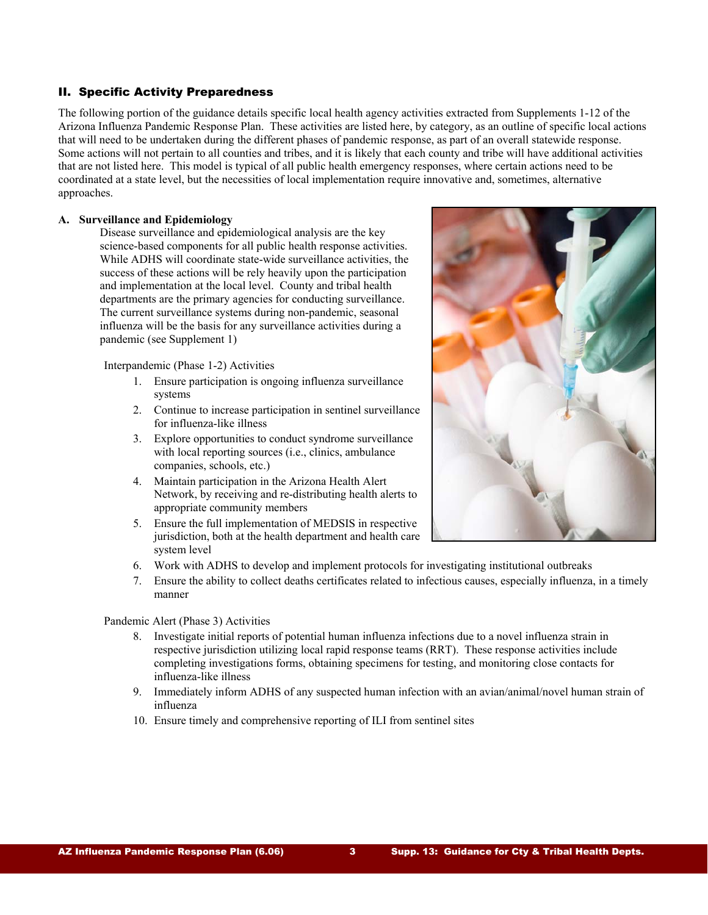## II. Specific Activity Preparedness

The following portion of the guidance details specific local health agency activities extracted from Supplements 1-12 of the Arizona Influenza Pandemic Response Plan. These activities are listed here, by category, as an outline of specific local actions that will need to be undertaken during the different phases of pandemic response, as part of an overall statewide response. Some actions will not pertain to all counties and tribes, and it is likely that each county and tribe will have additional activities that are not listed here. This model is typical of all public health emergency responses, where certain actions need to be coordinated at a state level, but the necessities of local implementation require innovative and, sometimes, alternative approaches.

### A. Surveillance and Epidemiology

Disease surveillance and epidemiological analysis are the key science-based components for all public health response activities. While ADHS will coordinate state-wide surveillance activities, the success of these actions will be rely heavily upon the participation and implementation at the local level. County and tribal health departments are the primary agencies for conducting surveillance. The current surveillance systems during non-pandemic, seasonal influenza will be the basis for any surveillance activities during a pandemic (see Supplement 1)

Interpandemic (Phase 1-2) Activities

1. Ensure participation is ongoing influenza surveillance systems
2. Continue to increase participation in sentinel surveillance for influenza-like illness
3. Explore opportunities to conduct syndrome surveillance with local reporting sources (i.e., clinics, ambulance companies, schools, etc.)
4. Maintain participation in the Arizona Health Alert Network, by receiving and re-distributing health alerts to appropriate community members
5. Ensure the full implementation of MEDSIS in respective jurisdiction, both at the health department and health care system level
6. Work with ADHS to develop and implement protocols for investigating institutional outbreaks
7. Ensure the ability to collect deaths certificates related to infectious causes, especially influenza, in a timely manner

Pandemic Alert (Phase 3) Activities

8. Investigate initial reports of potential human influenza infections due to a novel influenza strain in respective jurisdiction utilizing local rapid response teams (RRT). These response activities include completing investigations forms, obtaining specimens for testing, and monitoring close contacts for influenza-like illness
9. Immediately inform ADHS of any suspected human infection with an avian/animal/novel human strain of influenza
10. Ensure timely and comprehensive reporting of ILI from sentinel sites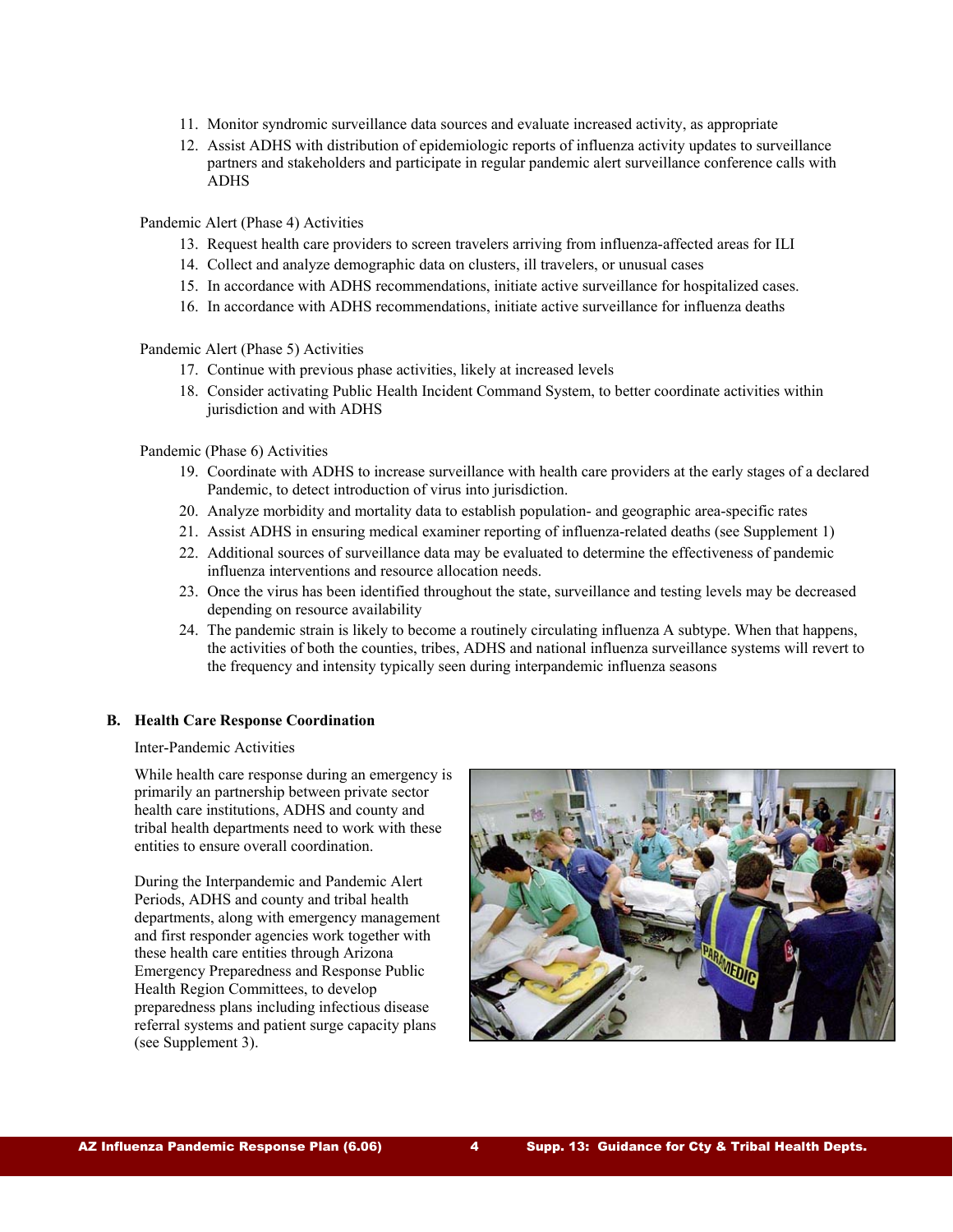11. Monitor syndromic surveillance data sources and evaluate increased activity, as appropriate
12. Assist ADHS with distribution of epidemiologic reports of influenza activity updates to surveillance partners and stakeholders and participate in regular pandemic alert surveillance conference calls with ADHS

Pandemic Alert (Phase 4) Activities

13. Request health care providers to screen travelers arriving from influenza-affected areas for ILI
14. Collect and analyze demographic data on clusters, ill travelers, or unusual cases
15. In accordance with ADHS recommendations, initiate active surveillance for hospitalized cases.
16. In accordance with ADHS recommendations, initiate active surveillance for influenza deaths

Pandemic Alert (Phase 5) Activities

17. Continue with previous phase activities, likely at increased levels
18. Consider activating Public Health Incident Command System, to better coordinate activities within jurisdiction and with ADHS

Pandemic (Phase 6) Activities

19. Coordinate with ADHS to increase surveillance with health care providers at the early stages of a declared Pandemic, to detect introduction of virus into jurisdiction.
20. Analyze morbidity and mortality data to establish population- and geographic area-specific rates
21. Assist ADHS in ensuring medical examiner reporting of influenza-related deaths (see Supplement 1)
22. Additional sources of surveillance data may be evaluated to determine the effectiveness of pandemic influenza interventions and resource allocation needs.
23. Once the virus has been identified throughout the state, surveillance and testing levels may be decreased depending on resource availability
24. The pandemic strain is likely to become a routinely circulating influenza A subtype. When that happens, the activities of both the counties, tribes, ADHS and national influenza surveillance systems will revert to the frequency and intensity typically seen during interpandemic influenza seasons

### B. Health Care Response Coordination

Inter-Pandemic Activities

While health care response during an emergency is primarily an partnership between private sector health care institutions, ADHS and county and tribal health departments need to work with these entities to ensure overall coordination.

During the Interpandemic and Pandemic Alert Periods, ADHS and county and tribal health departments, along with emergency management and first responder agencies work together with these health care entities through Arizona Emergency Preparedness and Response Public Health Region Committees, to develop preparedness plans including infectious disease referral systems and patient surge capacity plans (see Supplement 3).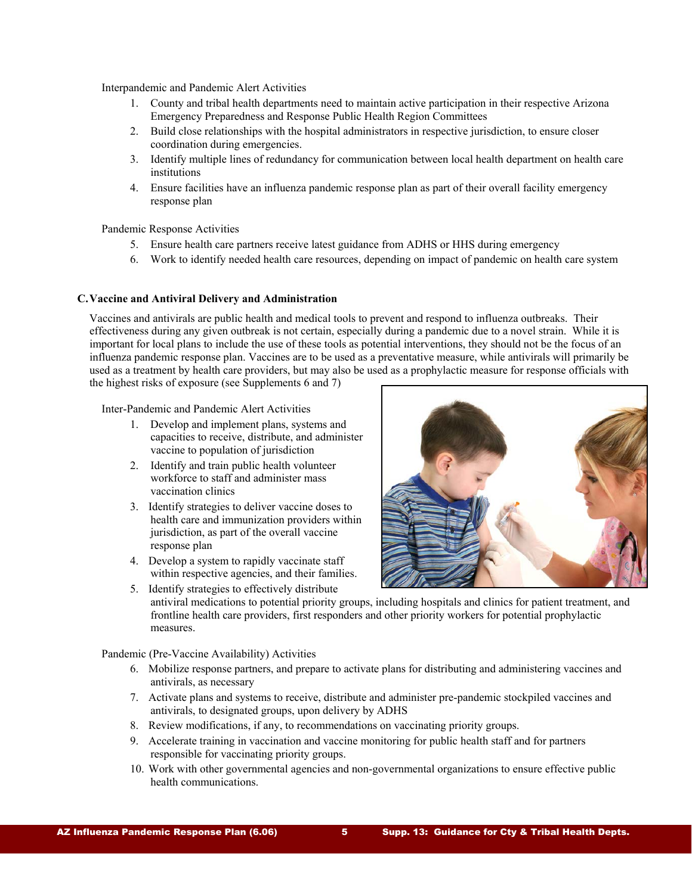Interpandemic and Pandemic Alert Activities

1. County and tribal health departments need to maintain active participation in their respective Arizona Emergency Preparedness and Response Public Health Region Committees
2. Build close relationships with the hospital administrators in respective jurisdiction, to ensure closer coordination during emergencies.
3. Identify multiple lines of redundancy for communication between local health department on health care institutions
4. Ensure facilities have an influenza pandemic response plan as part of their overall facility emergency response plan

Pandemic Response Activities

5. Ensure health care partners receive latest guidance from ADHS or HHS during emergency
6. Work to identify needed health care resources, depending on impact of pandemic on health care system

### C. Vaccine and Antiviral Delivery and Administration

Vaccines and antivirals are public health and medical tools to prevent and respond to influenza outbreaks. Their effectiveness during any given outbreak is not certain, especially during a pandemic due to a novel strain. While it is important for local plans to include the use of these tools as potential interventions, they should not be the focus of an influenza pandemic response plan. Vaccines are to be used as a preventative measure, while antivirals will primarily be used as a treatment by health care providers, but may also be used as a prophylactic measure for response officials with the highest risks of exposure (see Supplements 6 and 7)

Inter-Pandemic and Pandemic Alert Activities

1. Develop and implement plans, systems and capacities to receive, distribute, and administer vaccine to population of jurisdiction
2. Identify and train public health volunteer workforce to staff and administer mass vaccination clinics
3. Identify strategies to deliver vaccine doses to health care and immunization providers within jurisdiction, as part of the overall vaccine response plan
4. Develop a system to rapidly vaccinate staff within respective agencies, and their families.
5. Identify strategies to effectively distribute antiviral medications to potential priority groups, including hospitals and clinics for patient treatment, and frontline health care providers, first responders and other priority workers for potential prophylactic measures.

Pandemic (Pre-Vaccine Availability) Activities

6. Mobilize response partners, and prepare to activate plans for distributing and administering vaccines and antivirals, as necessary
7. Activate plans and systems to receive, distribute and administer pre-pandemic stockpiled vaccines and antivirals, to designated groups, upon delivery by ADHS
8. Review modifications, if any, to recommendations on vaccinating priority groups.
9. Accelerate training in vaccination and vaccine monitoring for public health staff and for partners responsible for vaccinating priority groups.
10. Work with other governmental agencies and non-governmental organizations to ensure effective public health communications.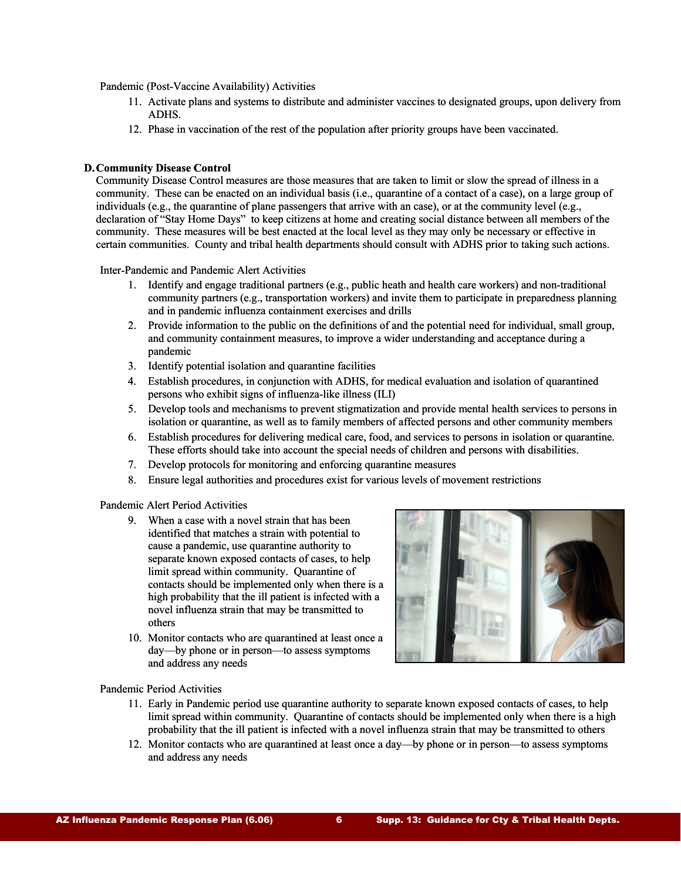Pandemic (Post-Vaccine Availability) Activities

11. Activate plans and systems to distribute and administer vaccines to designated groups, upon delivery from ADHS.
12. Phase in vaccination of the rest of the population after priority groups have been vaccinated.

### D. Community Disease Control

Community Disease Control measures are those measures that are taken to limit or slow the spread of illness in a community. These can be enacted on an individual basis (i.e., quarantine of a contact of a case), on a large group of individuals (e.g., the quarantine of plane passengers that arrive with an case), or at the community level (e.g., declaration of "Stay Home Days" to keep citizens at home and creating social distance between all members of the community. These measures will be best enacted at the local level as they may only be necessary or effective in certain communities. County and tribal health departments should consult with ADHS prior to taking such actions.

Inter-Pandemic and Pandemic Alert Activities

1. Identify and engage traditional partners (e.g., public heath and health care workers) and non-traditional community partners (e.g., transportation workers) and invite them to participate in preparedness planning and in pandemic influenza containment exercises and drills
2. Provide information to the public on the definitions of and the potential need for individual, small group, and community containment measures, to improve a wider understanding and acceptance during a pandemic
3. Identify potential isolation and quarantine facilities
4. Establish procedures, in conjunction with ADHS, for medical evaluation and isolation of quarantined persons who exhibit signs of influenza-like illness (ILI)
5. Develop tools and mechanisms to prevent stigmatization and provide mental health services to persons in isolation or quarantine, as well as to family members of affected persons and other community members
6. Establish procedures for delivering medical care, food, and services to persons in isolation or quarantine. These efforts should take into account the special needs of children and persons with disabilities.
7. Develop protocols for monitoring and enforcing quarantine measures
8. Ensure legal authorities and procedures exist for various levels of movement restrictions

Pandemic Alert Period Activities

9. When a case with a novel strain that has been identified that matches a strain with potential to cause a pandemic, use quarantine authority to separate known exposed contacts of cases, to help limit spread within community. Quarantine of contacts should be implemented only when there is a high probability that the ill patient is infected with a novel influenza strain that may be transmitted to others
10. Monitor contacts who are quarantined at least once a day—by phone or in person—to assess symptoms and address any needs

Pandemic Period Activities

11. Early in Pandemic period use quarantine authority to separate known exposed contacts of cases, to help limit spread within community. Quarantine of contacts should be implemented only when there is a high probability that the ill patient is infected with a novel influenza strain that may be transmitted to others
12. Monitor contacts who are quarantined at least once a day—by phone or in person—to assess symptoms and address any needs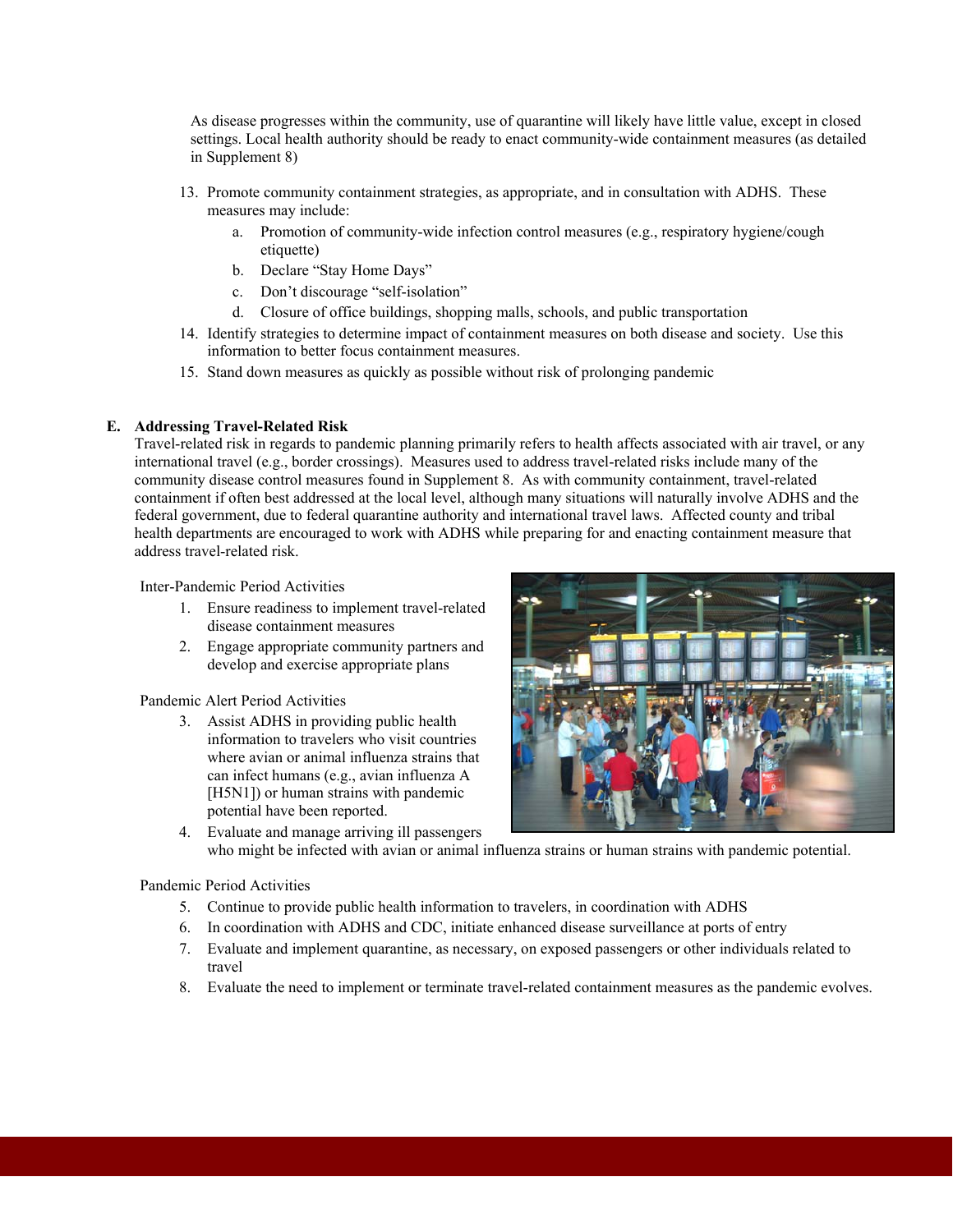As disease progresses within the community, use of quarantine will likely have little value, except in closed settings. Local health authority should be ready to enact community-wide containment measures (as detailed in Supplement 8)

13. Promote community containment strategies, as appropriate, and in consultation with ADHS. These measures may include:
    a. Promotion of community-wide infection control measures (e.g., respiratory hygiene/cough etiquette)
    b. Declare "Stay Home Days"
    c. Don't discourage "self-isolation"
    d. Closure of office buildings, shopping malls, schools, and public transportation
14. Identify strategies to determine impact of containment measures on both disease and society. Use this information to better focus containment measures.
15. Stand down measures as quickly as possible without risk of prolonging pandemic

### E. Addressing Travel-Related Risk

Travel-related risk in regards to pandemic planning primarily refers to health affects associated with air travel, or any international travel (e.g., border crossings). Measures used to address travel-related risks include many of the community disease control measures found in Supplement 8. As with community containment, travel-related containment if often best addressed at the local level, although many situations will naturally involve ADHS and the federal government, due to federal quarantine authority and international travel laws. Affected county and tribal health departments are encouraged to work with ADHS while preparing for and enacting containment measure that address travel-related risk.

Inter-Pandemic Period Activities

1. Ensure readiness to implement travel-related disease containment measures
2. Engage appropriate community partners and develop and exercise appropriate plans

Pandemic Alert Period Activities

3. Assist ADHS in providing public health information to travelers who visit countries where avian or animal influenza strains that can infect humans (e.g., avian influenza A [H5N1]) or human strains with pandemic potential have been reported.
4. Evaluate and manage arriving ill passengers who might be infected with avian or animal influenza strains or human strains with pandemic potential.

Pandemic Period Activities

5. Continue to provide public health information to travelers, in coordination with ADHS
6. In coordination with ADHS and CDC, initiate enhanced disease surveillance at ports of entry
7. Evaluate and implement quarantine, as necessary, on exposed passengers or other individuals related to travel
8. Evaluate the need to implement or terminate travel-related containment measures as the pandemic evolves.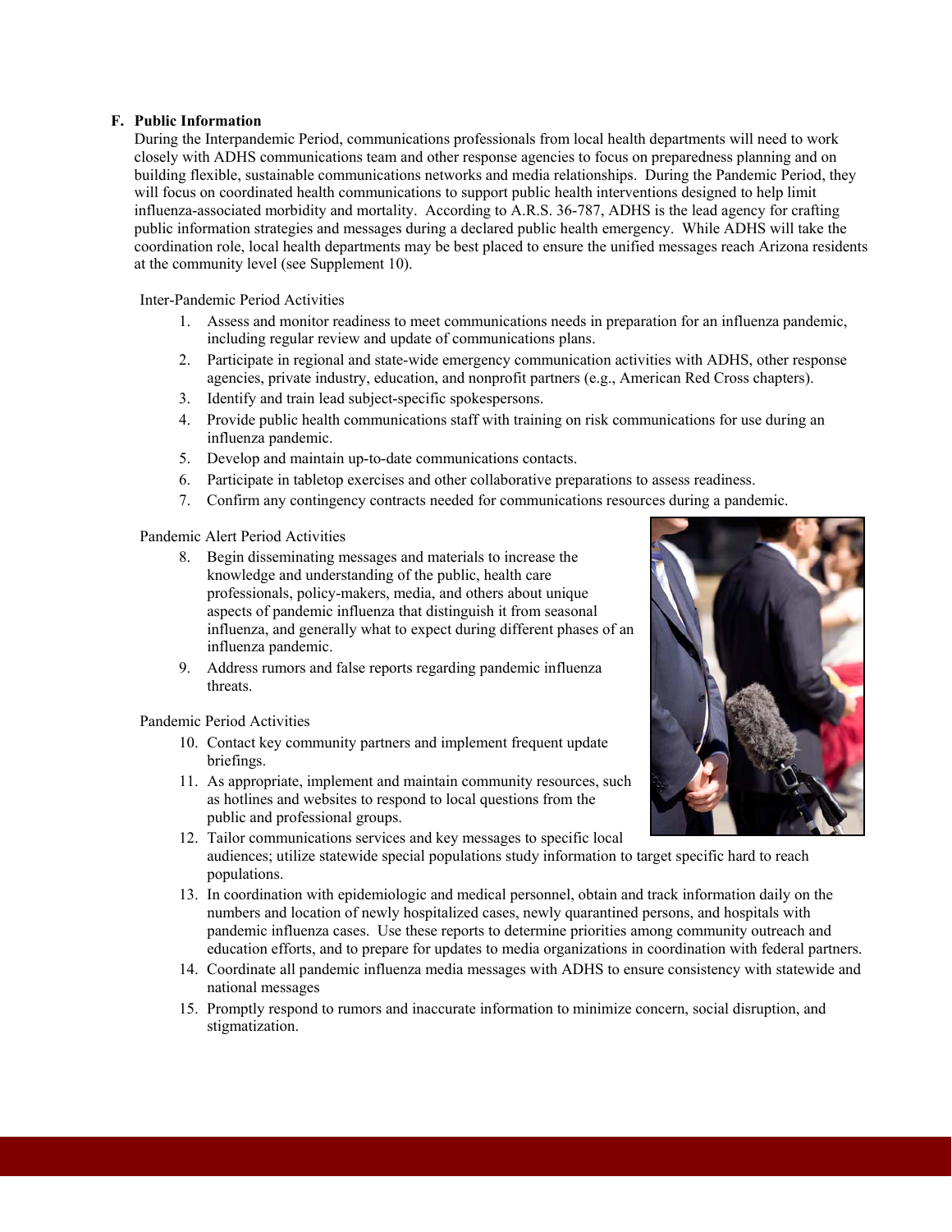**F. Public Information**

During the Interpandemic Period, communications professionals from local health departments will need to work closely with ADHS communications team and other response agencies to focus on preparedness planning and on building flexible, sustainable communications networks and media relationships. During the Pandemic Period, they will focus on coordinated health communications to support public health interventions designed to help limit influenza-associated morbidity and mortality. According to A.R.S. 36-787, ADHS is the lead agency for crafting public information strategies and messages during a declared public health emergency. While ADHS will take the coordination role, local health departments may be best placed to ensure the unified messages reach Arizona residents at the community level (see Supplement 10).

Inter-Pandemic Period Activities

1. Assess and monitor readiness to meet communications needs in preparation for an influenza pandemic, including regular review and update of communications plans.
2. Participate in regional and state-wide emergency communication activities with ADHS, other response agencies, private industry, education, and nonprofit partners (e.g., American Red Cross chapters).
3. Identify and train lead subject-specific spokespersons.
4. Provide public health communications staff with training on risk communications for use during an influenza pandemic.
5. Develop and maintain up-to-date communications contacts.
6. Participate in tabletop exercises and other collaborative preparations to assess readiness.
7. Confirm any contingency contracts needed for communications resources during a pandemic.

Pandemic Alert Period Activities

8. Begin disseminating messages and materials to increase the knowledge and understanding of the public, health care professionals, policy-makers, media, and others about unique aspects of pandemic influenza that distinguish it from seasonal influenza, and generally what to expect during different phases of an influenza pandemic.
9. Address rumors and false reports regarding pandemic influenza threats.

Pandemic Period Activities

10. Contact key community partners and implement frequent update briefings.
11. As appropriate, implement and maintain community resources, such as hotlines and websites to respond to local questions from the public and professional groups.
12. Tailor communications services and key messages to specific local audiences; utilize statewide special populations study information to target specific hard to reach populations.
13. In coordination with epidemiologic and medical personnel, obtain and track information daily on the numbers and location of newly hospitalized cases, newly quarantined persons, and hospitals with pandemic influenza cases. Use these reports to determine priorities among community outreach and education efforts, and to prepare for updates to media organizations in coordination with federal partners.
14. Coordinate all pandemic influenza media messages with ADHS to ensure consistency with statewide and national messages
15. Promptly respond to rumors and inaccurate information to minimize concern, social disruption, and stigmatization.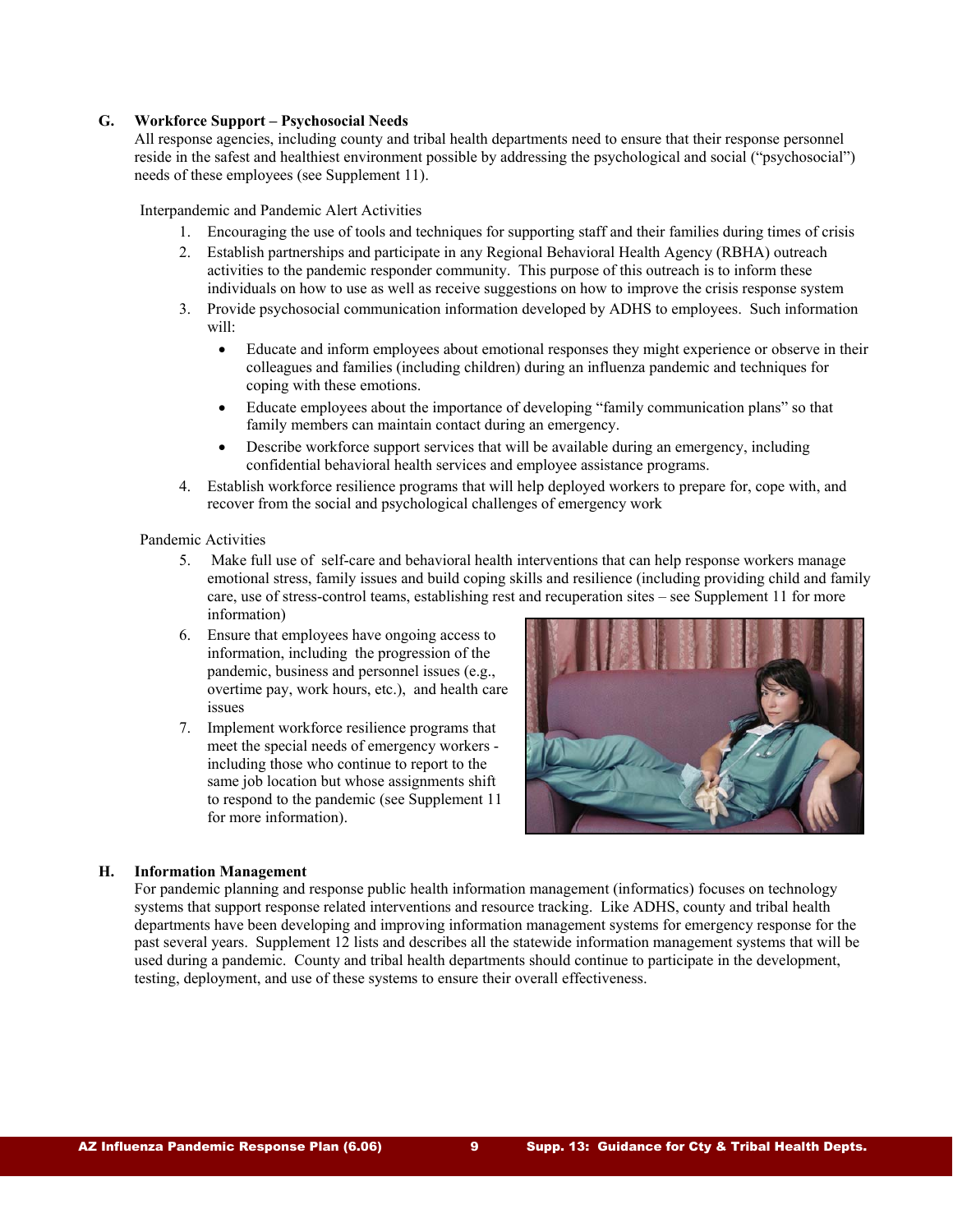## G. Workforce Support – Psychosocial Needs

All response agencies, including county and tribal health departments need to ensure that their response personnel reside in the safest and healthiest environment possible by addressing the psychological and social ("psychosocial") needs of these employees (see Supplement 11).

Interpandemic and Pandemic Alert Activities

1. Encouraging the use of tools and techniques for supporting staff and their families during times of crisis
2. Establish partnerships and participate in any Regional Behavioral Health Agency (RBHA) outreach activities to the pandemic responder community. This purpose of this outreach is to inform these individuals on how to use as well as receive suggestions on how to improve the crisis response system
3. Provide psychosocial communication information developed by ADHS to employees. Such information will:
   - Educate and inform employees about emotional responses they might experience or observe in their colleagues and families (including children) during an influenza pandemic and techniques for coping with these emotions.
   - Educate employees about the importance of developing "family communication plans" so that family members can maintain contact during an emergency.
   - Describe workforce support services that will be available during an emergency, including confidential behavioral health services and employee assistance programs.
4. Establish workforce resilience programs that will help deployed workers to prepare for, cope with, and recover from the social and psychological challenges of emergency work

Pandemic Activities

5. Make full use of self-care and behavioral health interventions that can help response workers manage emotional stress, family issues and build coping skills and resilience (including providing child and family care, use of stress-control teams, establishing rest and recuperation sites – see Supplement 11 for more information)
6. Ensure that employees have ongoing access to information, including the progression of the pandemic, business and personnel issues (e.g., overtime pay, work hours, etc.), and health care issues
7. Implement workforce resilience programs that meet the special needs of emergency workers - including those who continue to report to the same job location but whose assignments shift to respond to the pandemic (see Supplement 11 for more information).

## H. Information Management

For pandemic planning and response public health information management (informatics) focuses on technology systems that support response related interventions and resource tracking. Like ADHS, county and tribal health departments have been developing and improving information management systems for emergency response for the past several years. Supplement 12 lists and describes all the statewide information management systems that will be used during a pandemic. County and tribal health departments should continue to participate in the development, testing, deployment, and use of these systems to ensure their overall effectiveness.